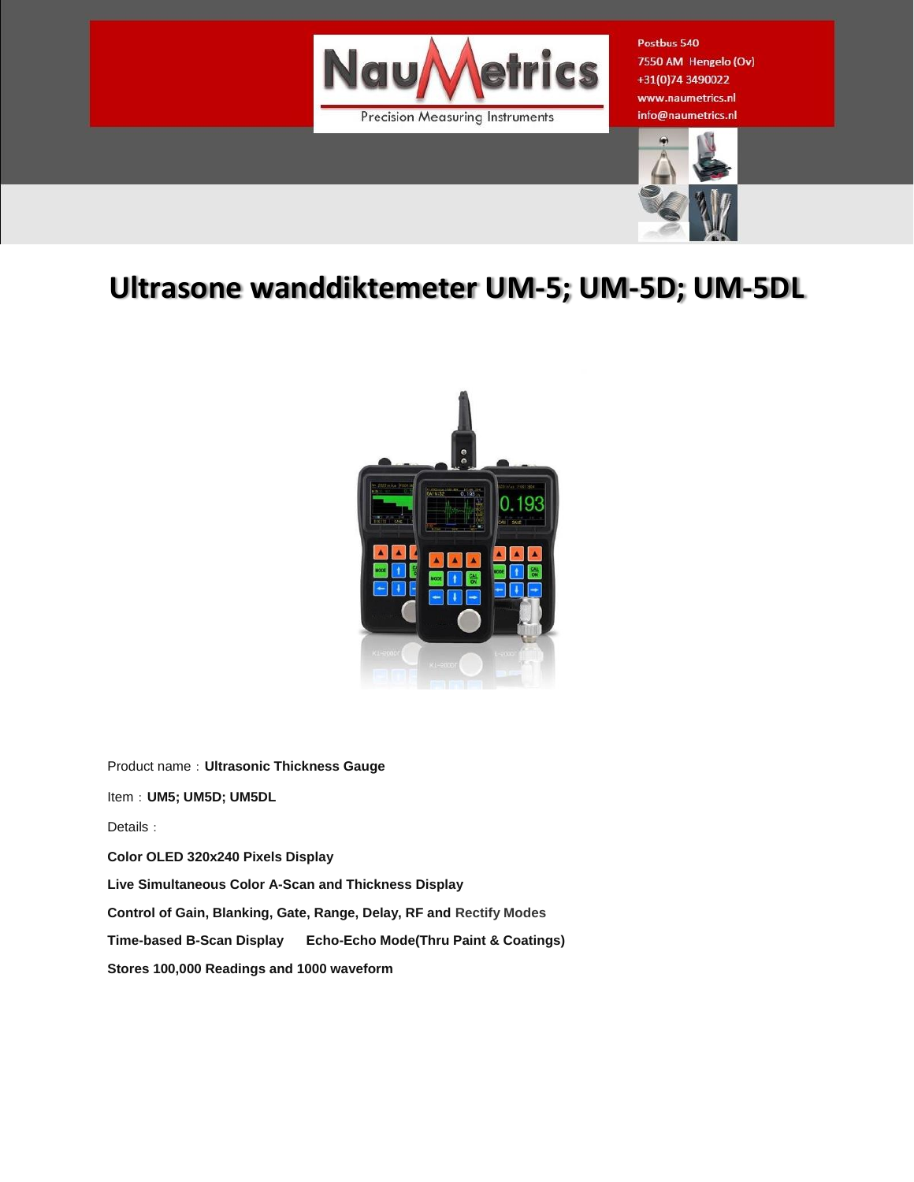Postbus 540
7550 AM Hengelo (Ov)
+31(0)74 3490022
www.naumetrics.nl
info@naumetrics.nl

# Ultrasone wanddiktemeter UM-5; UM-5D; UM-5DL

Product name：**Ultrasonic Thickness Gauge**

Item：**UM5; UM5D; UM5DL**

Details：

**Color OLED 320x240 Pixels Display**

**Live Simultaneous Color A-Scan and Thickness Display**

**Control of Gain, Blanking, Gate, Range, Delay, RF and Rectify Modes**

**Time-based B-Scan Display Echo-Echo Mode(Thru Paint & Coatings)**

**Stores 100,000 Readings and 1000 waveform**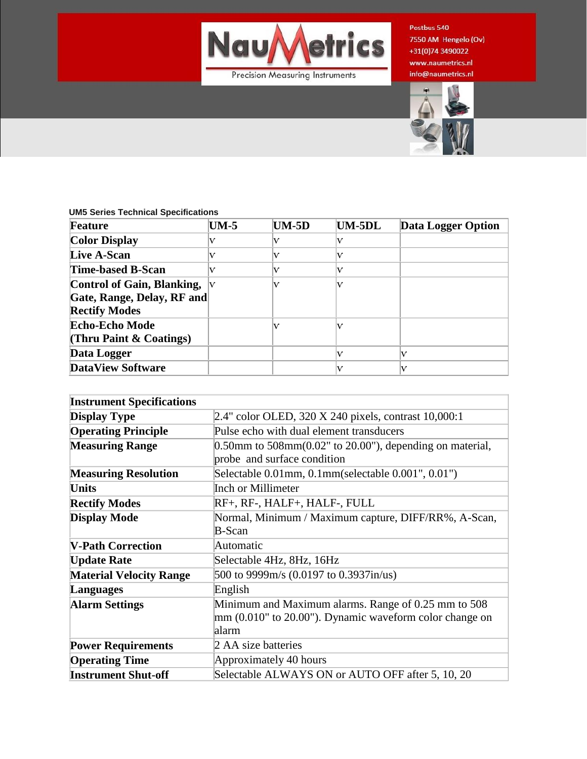**UM5 Series Technical Specifications**

| Feature | UM-5 | UM-5D | UM-5DL | Data Logger Option |
|---|---|---|---|---|
| Color Display | v | v | v | |
| Live A-Scan | v | v | v | |
| Time-based B-Scan | v | v | v | |
| Control of Gain, Blanking, Gate, Range, Delay, RF and Rectify Modes | v | v | v | |
| Echo-Echo Mode (Thru Paint & Coatings) | | v | v | |
| Data Logger | | | v | v |
| DataView Software | | | v | v |

| Instrument Specifications | |
|---|---|
| Display Type | 2.4" color OLED, 320 X 240 pixels, contrast 10,000:1 |
| Operating Principle | Pulse echo with dual element transducers |
| Measuring Range | 0.50mm to 508mm(0.02" to 20.00"), depending on material, probe and surface condition |
| Measuring Resolution | Selectable 0.01mm, 0.1mm(selectable 0.001", 0.01") |
| Units | Inch or Millimeter |
| Rectify Modes | RF+, RF-, HALF+, HALF-, FULL |
| Display Mode | Normal, Minimum / Maximum capture, DIFF/RR%, A-Scan, B-Scan |
| V-Path Correction | Automatic |
| Update Rate | Selectable 4Hz, 8Hz, 16Hz |
| Material Velocity Range | 500 to 9999m/s (0.0197 to 0.3937in/us) |
| Languages | English |
| Alarm Settings | Minimum and Maximum alarms. Range of 0.25 mm to 508 mm (0.010" to 20.00"). Dynamic waveform color change on alarm |
| Power Requirements | 2 AA size batteries |
| Operating Time | Approximately 40 hours |
| Instrument Shut-off | Selectable ALWAYS ON or AUTO OFF after 5, 10, 20 |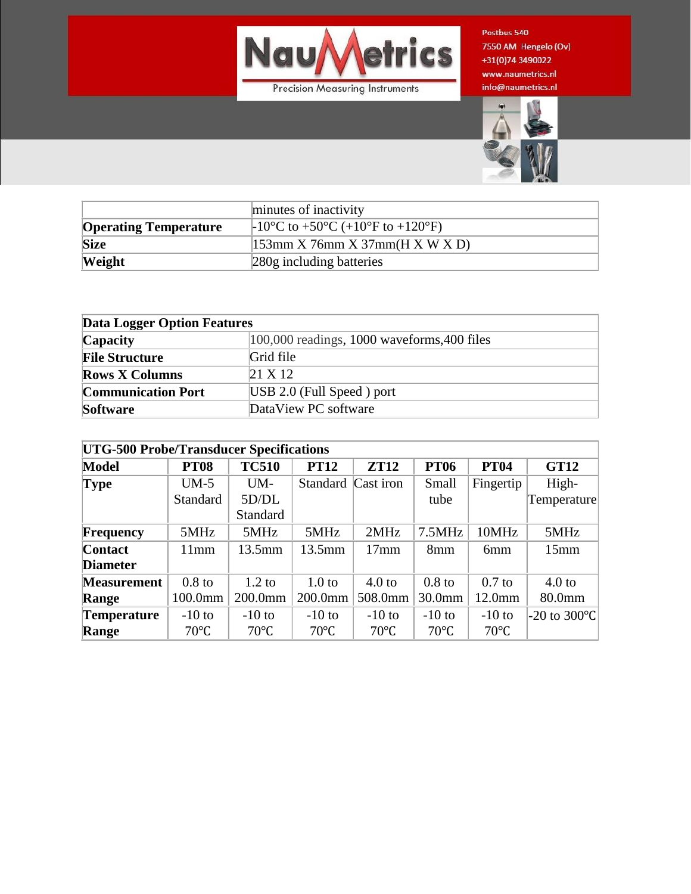| | |
|---|---|
| | minutes of inactivity |
| **Operating Temperature** | -10°C to +50°C (+10°F to +120°F) |
| **Size** | 153mm X 76mm X 37mm(H X W X D) |
| **Weight** | 280g including batteries |

| **Data Logger Option Features** | |
|---|---|
| **Capacity** | 100,000 readings, 1000 waveforms,400 files |
| **File Structure** | Grid file |
| **Rows X Columns** | 21 X 12 |
| **Communication Port** | USB 2.0 (Full Speed ) port |
| **Software** | DataView PC software |

| **UTG-500 Probe/Transducer Specifications** | | | | | | | |
|---|---|---|---|---|---|---|---|
| **Model** | **PT08** | **TC510** | **PT12** | **ZT12** | **PT06** | **PT04** | **GT12** |
| **Type** | UM-5 Standard | UM-5D/DL Standard | Standard | Cast iron | Small tube | Fingertip | High-Temperature |
| **Frequency** | 5MHz | 5MHz | 5MHz | 2MHz | 7.5MHz | 10MHz | 5MHz |
| **Contact Diameter** | 11mm | 13.5mm | 13.5mm | 17mm | 8mm | 6mm | 15mm |
| **Measurement Range** | 0.8 to 100.0mm | 1.2 to 200.0mm | 1.0 to 200.0mm | 4.0 to 508.0mm | 0.8 to 30.0mm | 0.7 to 12.0mm | 4.0 to 80.0mm |
| **Temperature Range** | -10 to 70℃ | -10 to 70℃ | -10 to 70℃ | -10 to 70℃ | -10 to 70℃ | -10 to 70℃ | -20 to 300℃ |